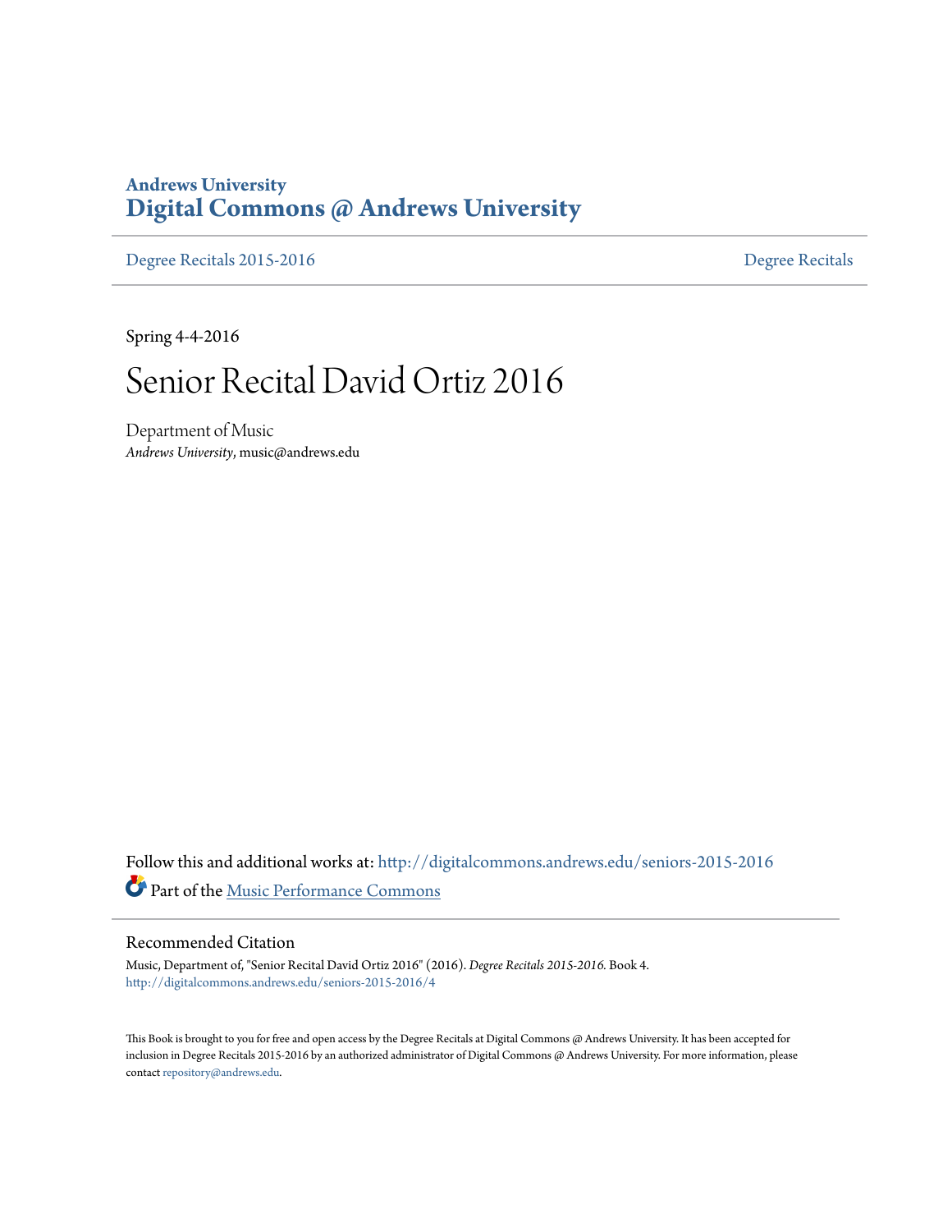**Andrews University**
**Digital Commons @ Andrews University**

Degree Recitals 2015-2016 | Degree Recitals

Spring 4-4-2016

# Senior Recital David Ortiz 2016

Department of Music
*Andrews University*, music@andrews.edu

Follow this and additional works at: http://digitalcommons.andrews.edu/seniors-2015-2016

Part of the Music Performance Commons

## Recommended Citation

Music, Department of, "Senior Recital David Ortiz 2016" (2016). *Degree Recitals 2015-2016.* Book 4.
http://digitalcommons.andrews.edu/seniors-2015-2016/4

This Book is brought to you for free and open access by the Degree Recitals at Digital Commons @ Andrews University. It has been accepted for inclusion in Degree Recitals 2015-2016 by an authorized administrator of Digital Commons @ Andrews University. For more information, please contact repository@andrews.edu.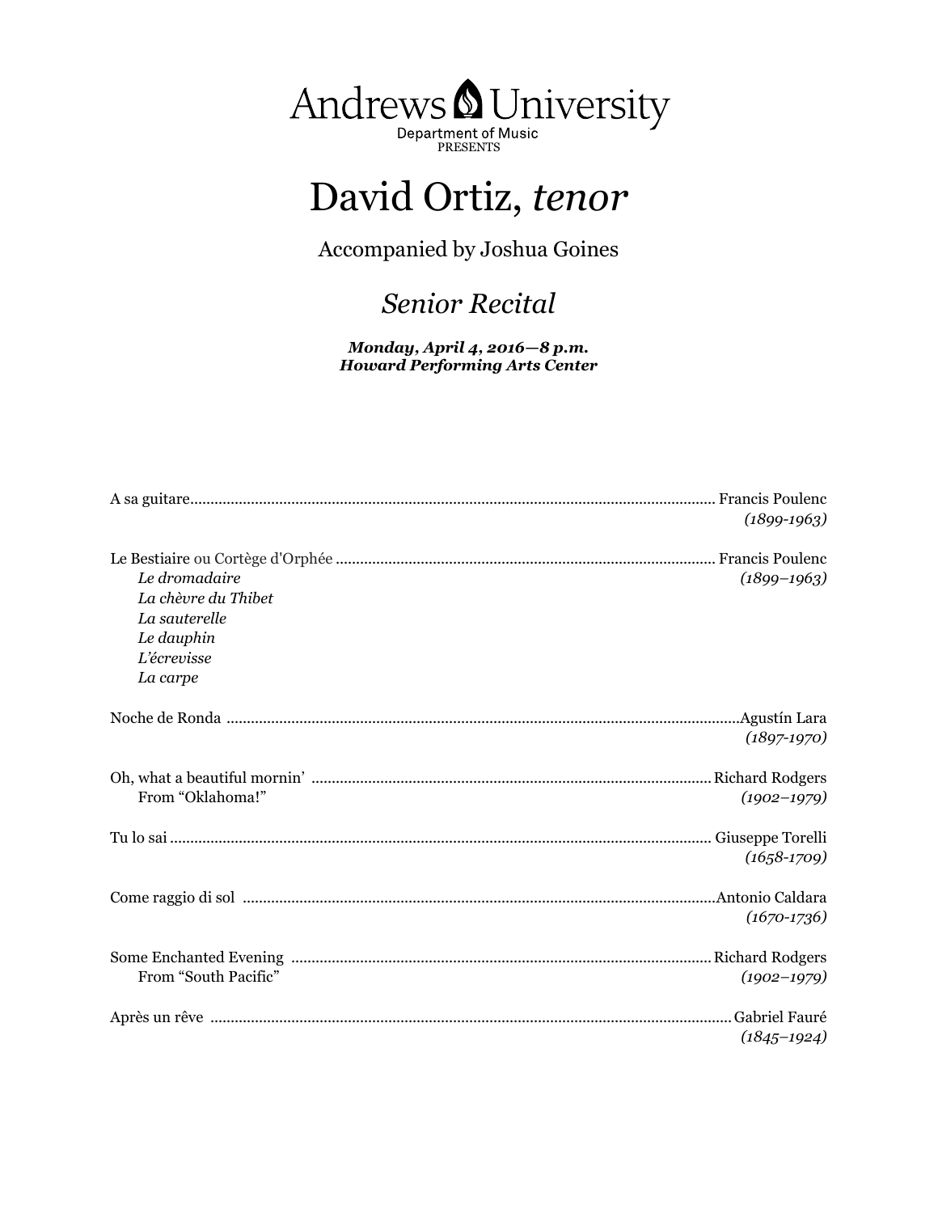Andrews University
Department of Music
PRESENTS

# David Ortiz, *tenor*

Accompanied by Joshua Goines

## *Senior Recital*

***Monday, April 4, 2016—8 p.m.***
***Howard Performing Arts Center***

A sa guitare ................................................ Francis Poulenc
*(1899-1963)*

Le Bestiaire ou Cortège d'Orphée ................................................ Francis Poulenc
*(1899–1963)*
- *Le dromadaire*
- *La chèvre du Thibet*
- *La sauterelle*
- *Le dauphin*
- *L'écrevisse*
- *La carpe*

Noche de Ronda ................................................ Agustín Lara
*(1897-1970)*

Oh, what a beautiful mornin' ................................................ Richard Rodgers
From "Oklahoma!"
*(1902–1979)*

Tu lo sai ................................................ Giuseppe Torelli
*(1658-1709)*

Come raggio di sol ................................................ Antonio Caldara
*(1670-1736)*

Some Enchanted Evening ................................................ Richard Rodgers
From "South Pacific"
*(1902–1979)*

Après un rêve ................................................ Gabriel Fauré
*(1845–1924)*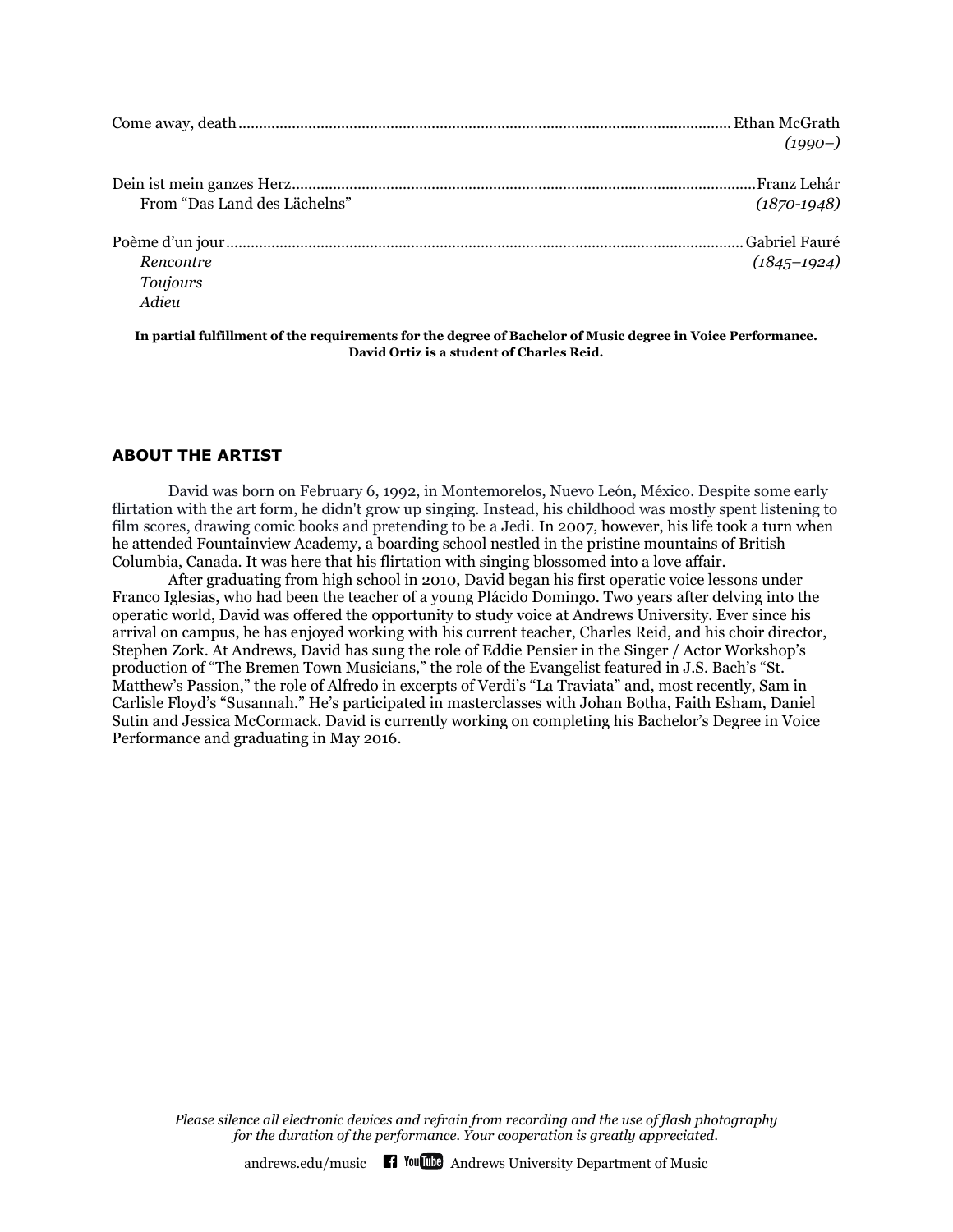Come away, death ........................................................................................................ Ethan McGrath
*(1990–)*

Dein ist mein ganzes Herz................................................................................................Franz Lehár
From "Das Land des Lächelns" *(1870-1948)*

Poème d'un jour ........................................................................................................... Gabriel Fauré
*(1845–1924)*

*Rencontre*
*Toujours*
*Adieu*

**In partial fulfillment of the requirements for the degree of Bachelor of Music degree in Voice Performance. David Ortiz is a student of Charles Reid.**

### ABOUT THE ARTIST

David was born on February 6, 1992, in Montemorelos, Nuevo León, México. Despite some early flirtation with the art form, he didn't grow up singing. Instead, his childhood was mostly spent listening to film scores, drawing comic books and pretending to be a Jedi. In 2007, however, his life took a turn when he attended Fountainview Academy, a boarding school nestled in the pristine mountains of British Columbia, Canada. It was here that his flirtation with singing blossomed into a love affair.

After graduating from high school in 2010, David began his first operatic voice lessons under Franco Iglesias, who had been the teacher of a young Plácido Domingo. Two years after delving into the operatic world, David was offered the opportunity to study voice at Andrews University. Ever since his arrival on campus, he has enjoyed working with his current teacher, Charles Reid, and his choir director, Stephen Zork. At Andrews, David has sung the role of Eddie Pensier in the Singer / Actor Workshop's production of "The Bremen Town Musicians," the role of the Evangelist featured in J.S. Bach's "St. Matthew's Passion," the role of Alfredo in excerpts of Verdi's "La Traviata" and, most recently, Sam in Carlisle Floyd's "Susannah." He's participated in masterclasses with Johan Botha, Faith Esham, Daniel Sutin and Jessica McCormack. David is currently working on completing his Bachelor's Degree in Voice Performance and graduating in May 2016.

*Please silence all electronic devices and refrain from recording and the use of flash photography for the duration of the performance. Your cooperation is greatly appreciated.*

andrews.edu/music Andrews University Department of Music